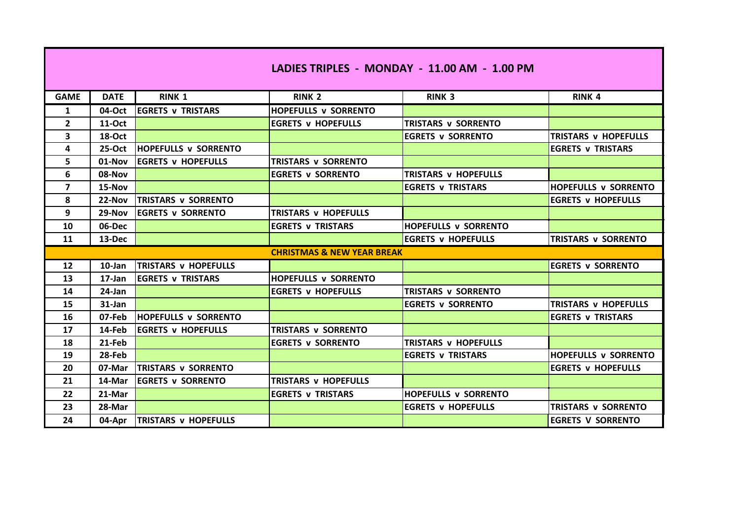## LADIES TRIPLES - MONDAY - 11.00 AM - 1.00 PM

| GAME | DATE | RINK 1 | RINK 2 | RINK 3 | RINK 4 |
|---|---|---|---|---|---|
| 1 | 04-Oct | EGRETS v TRISTARS | HOPEFULLS v SORRENTO | | |
| 2 | 11-Oct | | EGRETS v HOPEFULLS | TRISTARS v SORRENTO | |
| 3 | 18-Oct | | | EGRETS v SORRENTO | TRISTARS v HOPEFULLS |
| 4 | 25-Oct | HOPEFULLS v SORRENTO | | | EGRETS v TRISTARS |
| 5 | 01-Nov | EGRETS v HOPEFULLS | TRISTARS v SORRENTO | | |
| 6 | 08-Nov | | EGRETS v SORRENTO | TRISTARS v HOPEFULLS | |
| 7 | 15-Nov | | | EGRETS v TRISTARS | HOPEFULLS v SORRENTO |
| 8 | 22-Nov | TRISTARS v SORRENTO | | | EGRETS v HOPEFULLS |
| 9 | 29-Nov | EGRETS v SORRENTO | TRISTARS v HOPEFULLS | | |
| 10 | 06-Dec | | EGRETS v TRISTARS | HOPEFULLS v SORRENTO | |
| 11 | 13-Dec | | | EGRETS v HOPEFULLS | TRISTARS v SORRENTO |
| | | | CHRISTMAS & NEW YEAR BREAK | | |
| 12 | 10-Jan | TRISTARS v HOPEFULLS | | | EGRETS v SORRENTO |
| 13 | 17-Jan | EGRETS v TRISTARS | HOPEFULLS v SORRENTO | | |
| 14 | 24-Jan | | EGRETS v HOPEFULLS | TRISTARS v SORRENTO | |
| 15 | 31-Jan | | | EGRETS v SORRENTO | TRISTARS v HOPEFULLS |
| 16 | 07-Feb | HOPEFULLS v SORRENTO | | | EGRETS v TRISTARS |
| 17 | 14-Feb | EGRETS v HOPEFULLS | TRISTARS v SORRENTO | | |
| 18 | 21-Feb | | EGRETS v SORRENTO | TRISTARS v HOPEFULLS | |
| 19 | 28-Feb | | | EGRETS v TRISTARS | HOPEFULLS v SORRENTO |
| 20 | 07-Mar | TRISTARS v SORRENTO | | | EGRETS v HOPEFULLS |
| 21 | 14-Mar | EGRETS v SORRENTO | TRISTARS v HOPEFULLS | | |
| 22 | 21-Mar | | EGRETS v TRISTARS | HOPEFULLS v SORRENTO | |
| 23 | 28-Mar | | | EGRETS v HOPEFULLS | TRISTARS v SORRENTO |
| 24 | 04-Apr | TRISTARS v HOPEFULLS | | | EGRETS V SORRENTO |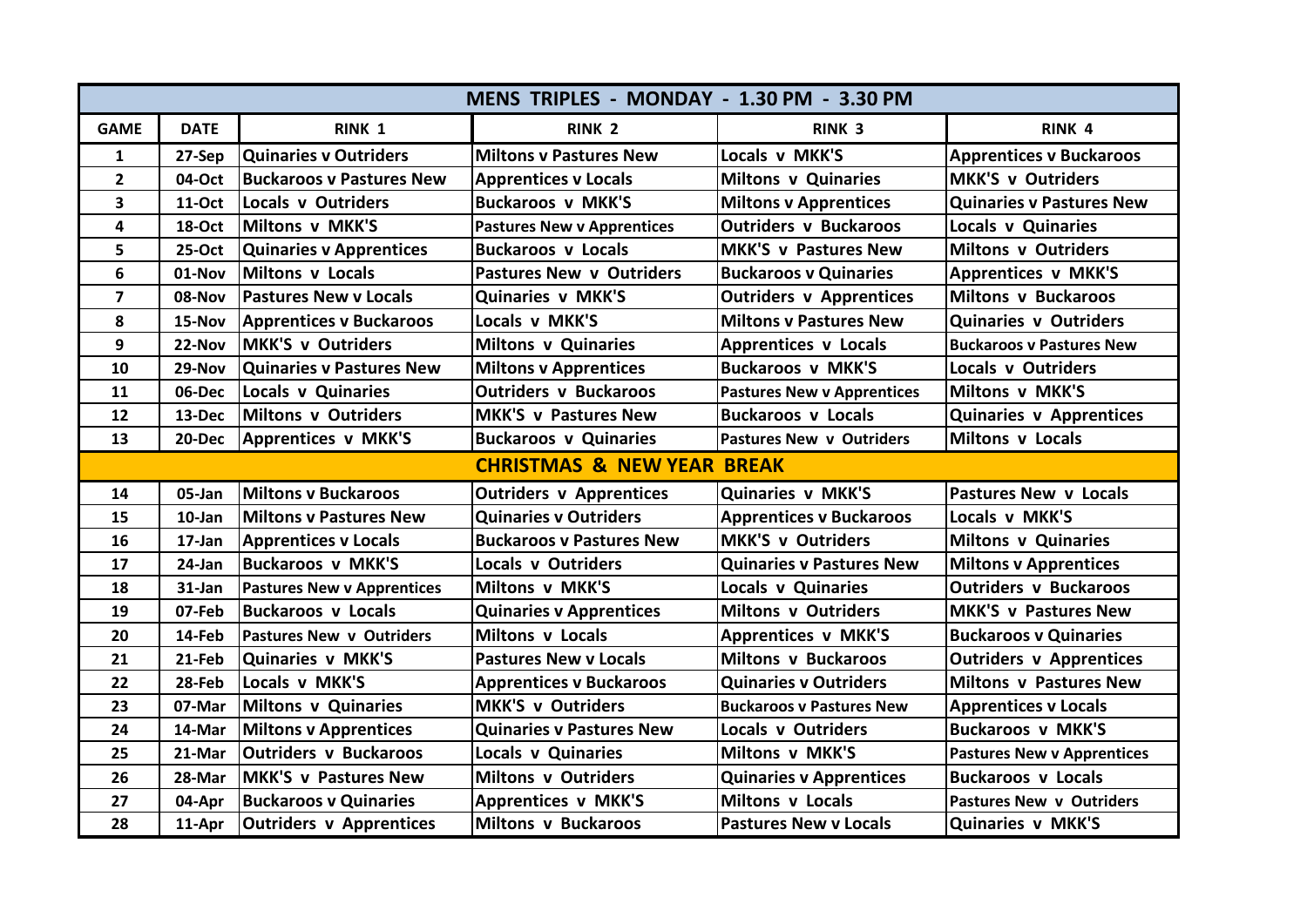| MENS TRIPLES - MONDAY - 1.30 PM - 3.30 PM | | | | | |
|---|---|---|---|---|---|
| **GAME** | **DATE** | **RINK 1** | **RINK 2** | **RINK 3** | **RINK 4** |
| 1 | 27-Sep | Quinaries v Outriders | Miltons v Pastures New | Locals v MKK'S | Apprentices v Buckaroos |
| 2 | 04-Oct | Buckaroos v Pastures New | Apprentices v Locals | Miltons v Quinaries | MKK'S v Outriders |
| 3 | 11-Oct | Locals v Outriders | Buckaroos v MKK'S | Miltons v Apprentices | Quinaries v Pastures New |
| 4 | 18-Oct | Miltons v MKK'S | Pastures New v Apprentices | Outriders v Buckaroos | Locals v Quinaries |
| 5 | 25-Oct | Quinaries v Apprentices | Buckaroos v Locals | MKK'S v Pastures New | Miltons v Outriders |
| 6 | 01-Nov | Miltons v Locals | Pastures New v Outriders | Buckaroos v Quinaries | Apprentices v MKK'S |
| 7 | 08-Nov | Pastures New v Locals | Quinaries v MKK'S | Outriders v Apprentices | Miltons v Buckaroos |
| 8 | 15-Nov | Apprentices v Buckaroos | Locals v MKK'S | Miltons v Pastures New | Quinaries v Outriders |
| 9 | 22-Nov | MKK'S v Outriders | Miltons v Quinaries | Apprentices v Locals | Buckaroos v Pastures New |
| 10 | 29-Nov | Quinaries v Pastures New | Miltons v Apprentices | Buckaroos v MKK'S | Locals v Outriders |
| 11 | 06-Dec | Locals v Quinaries | Outriders v Buckaroos | Pastures New v Apprentices | Miltons v MKK'S |
| 12 | 13-Dec | Miltons v Outriders | MKK'S v Pastures New | Buckaroos v Locals | Quinaries v Apprentices |
| 13 | 20-Dec | Apprentices v MKK'S | Buckaroos v Quinaries | Pastures New v Outriders | Miltons v Locals |
| **CHRISTMAS & NEW YEAR BREAK** | | | | | |
| 14 | 05-Jan | Miltons v Buckaroos | Outriders v Apprentices | Quinaries v MKK'S | Pastures New v Locals |
| 15 | 10-Jan | Miltons v Pastures New | Quinaries v Outriders | Apprentices v Buckaroos | Locals v MKK'S |
| 16 | 17-Jan | Apprentices v Locals | Buckaroos v Pastures New | MKK'S v Outriders | Miltons v Quinaries |
| 17 | 24-Jan | Buckaroos v MKK'S | Locals v Outriders | Quinaries v Pastures New | Miltons v Apprentices |
| 18 | 31-Jan | Pastures New v Apprentices | Miltons v MKK'S | Locals v Quinaries | Outriders v Buckaroos |
| 19 | 07-Feb | Buckaroos v Locals | Quinaries v Apprentices | Miltons v Outriders | MKK'S v Pastures New |
| 20 | 14-Feb | Pastures New v Outriders | Miltons v Locals | Apprentices v MKK'S | Buckaroos v Quinaries |
| 21 | 21-Feb | Quinaries v MKK'S | Pastures New v Locals | Miltons v Buckaroos | Outriders v Apprentices |
| 22 | 28-Feb | Locals v MKK'S | Apprentices v Buckaroos | Quinaries v Outriders | Miltons v Pastures New |
| 23 | 07-Mar | Miltons v Quinaries | MKK'S v Outriders | Buckaroos v Pastures New | Apprentices v Locals |
| 24 | 14-Mar | Miltons v Apprentices | Quinaries v Pastures New | Locals v Outriders | Buckaroos v MKK'S |
| 25 | 21-Mar | Outriders v Buckaroos | Locals v Quinaries | Miltons v MKK'S | Pastures New v Apprentices |
| 26 | 28-Mar | MKK'S v Pastures New | Miltons v Outriders | Quinaries v Apprentices | Buckaroos v Locals |
| 27 | 04-Apr | Buckaroos v Quinaries | Apprentices v MKK'S | Miltons v Locals | Pastures New v Outriders |
| 28 | 11-Apr | Outriders v Apprentices | Miltons v Buckaroos | Pastures New v Locals | Quinaries v MKK'S |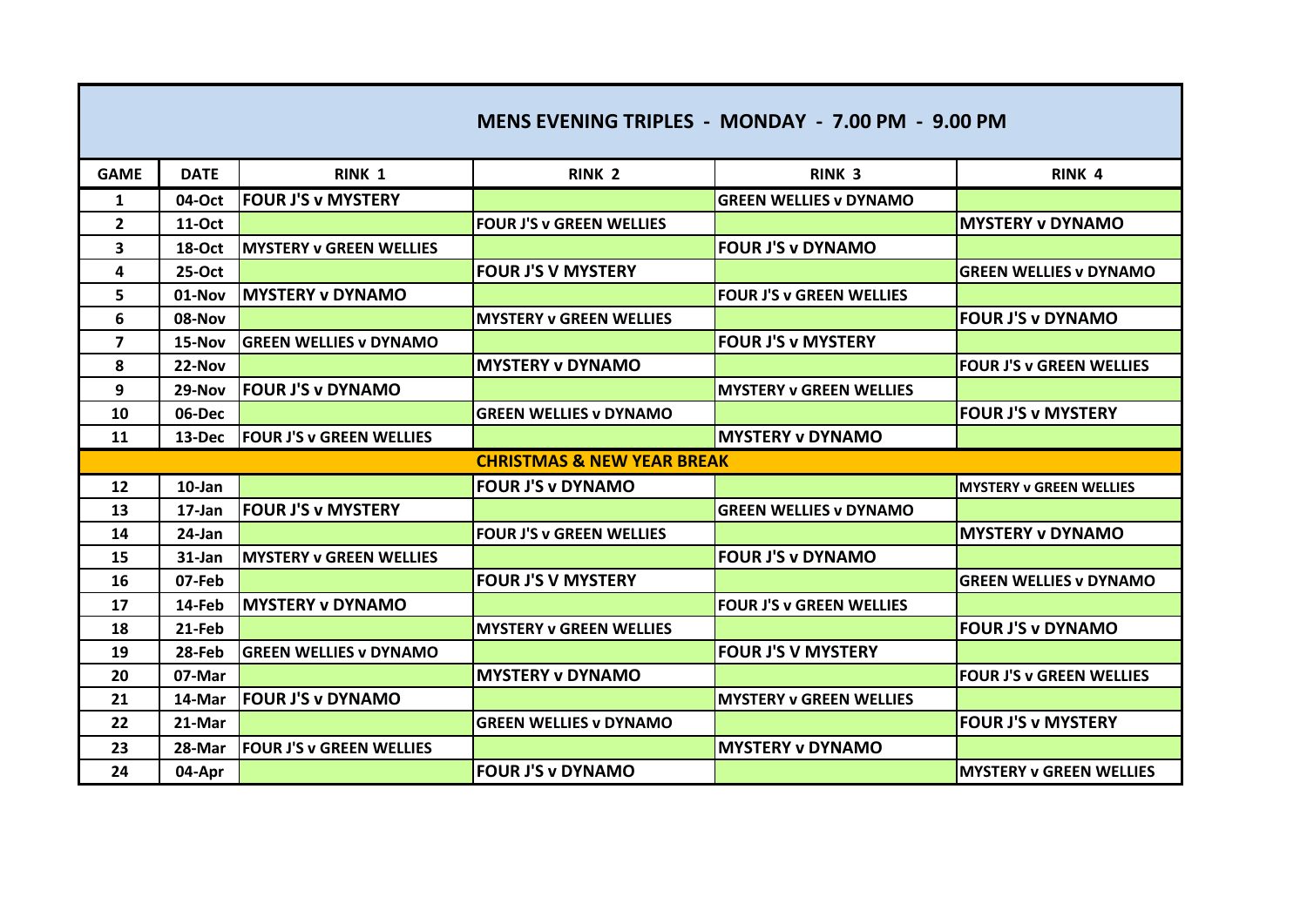## MENS EVENING TRIPLES - MONDAY - 7.00 PM - 9.00 PM

| GAME | DATE | RINK 1 | RINK 2 | RINK 3 | RINK 4 |
|---|---|---|---|---|---|
| 1 | 04-Oct | FOUR J'S v MYSTERY | | GREEN WELLIES v DYNAMO | |
| 2 | 11-Oct | | FOUR J'S v GREEN WELLIES | | MYSTERY v DYNAMO |
| 3 | 18-Oct | MYSTERY v GREEN WELLIES | | FOUR J'S v DYNAMO | |
| 4 | 25-Oct | | FOUR J'S V MYSTERY | | GREEN WELLIES v DYNAMO |
| 5 | 01-Nov | MYSTERY v DYNAMO | | FOUR J'S v GREEN WELLIES | |
| 6 | 08-Nov | | MYSTERY v GREEN WELLIES | | FOUR J'S v DYNAMO |
| 7 | 15-Nov | GREEN WELLIES v DYNAMO | | FOUR J'S v MYSTERY | |
| 8 | 22-Nov | | MYSTERY v DYNAMO | | FOUR J'S v GREEN WELLIES |
| 9 | 29-Nov | FOUR J'S v DYNAMO | | MYSTERY v GREEN WELLIES | |
| 10 | 06-Dec | | GREEN WELLIES v DYNAMO | | FOUR J'S v MYSTERY |
| 11 | 13-Dec | FOUR J'S v GREEN WELLIES | | MYSTERY v DYNAMO | |
| | | | CHRISTMAS & NEW YEAR BREAK | | |
| 12 | 10-Jan | | FOUR J'S v DYNAMO | | MYSTERY v GREEN WELLIES |
| 13 | 17-Jan | FOUR J'S v MYSTERY | | GREEN WELLIES v DYNAMO | |
| 14 | 24-Jan | | FOUR J'S v GREEN WELLIES | | MYSTERY v DYNAMO |
| 15 | 31-Jan | MYSTERY v GREEN WELLIES | | FOUR J'S v DYNAMO | |
| 16 | 07-Feb | | FOUR J'S V MYSTERY | | GREEN WELLIES v DYNAMO |
| 17 | 14-Feb | MYSTERY v DYNAMO | | FOUR J'S v GREEN WELLIES | |
| 18 | 21-Feb | | MYSTERY v GREEN WELLIES | | FOUR J'S v DYNAMO |
| 19 | 28-Feb | GREEN WELLIES v DYNAMO | | FOUR J'S V MYSTERY | |
| 20 | 07-Mar | | MYSTERY v DYNAMO | | FOUR J'S v GREEN WELLIES |
| 21 | 14-Mar | FOUR J'S v DYNAMO | | MYSTERY v GREEN WELLIES | |
| 22 | 21-Mar | | GREEN WELLIES v DYNAMO | | FOUR J'S v MYSTERY |
| 23 | 28-Mar | FOUR J'S v GREEN WELLIES | | MYSTERY v DYNAMO | |
| 24 | 04-Apr | | FOUR J'S v DYNAMO | | MYSTERY v GREEN WELLIES |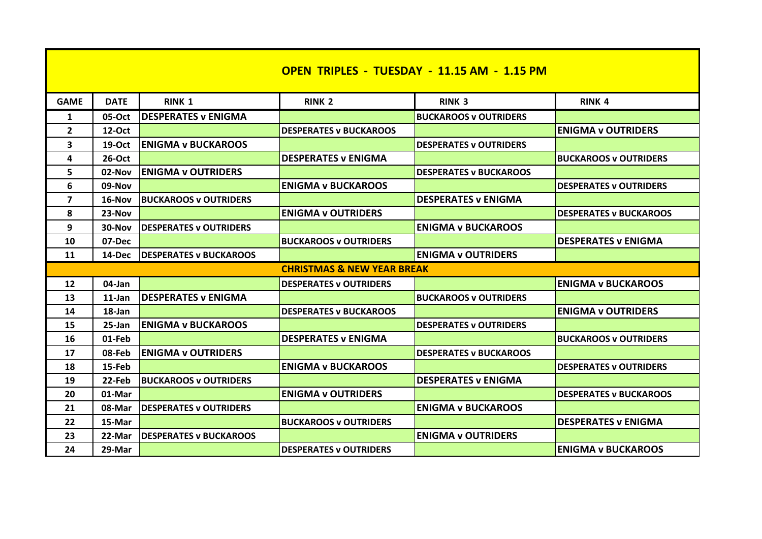# OPEN TRIPLES - TUESDAY - 11.15 AM - 1.15 PM

| GAME | DATE | RINK 1 | RINK 2 | RINK 3 | RINK 4 |
|---|---|---|---|---|---|
| 1 | 05-Oct | DESPERATES v ENIGMA | | BUCKAROOS v OUTRIDERS | |
| 2 | 12-Oct | | DESPERATES v BUCKAROOS | | ENIGMA v OUTRIDERS |
| 3 | 19-Oct | ENIGMA v BUCKAROOS | | DESPERATES v OUTRIDERS | |
| 4 | 26-Oct | | DESPERATES v ENIGMA | | BUCKAROOS v OUTRIDERS |
| 5 | 02-Nov | ENIGMA v OUTRIDERS | | DESPERATES v BUCKAROOS | |
| 6 | 09-Nov | | ENIGMA v BUCKAROOS | | DESPERATES v OUTRIDERS |
| 7 | 16-Nov | BUCKAROOS v OUTRIDERS | | DESPERATES v ENIGMA | |
| 8 | 23-Nov | | ENIGMA v OUTRIDERS | | DESPERATES v BUCKAROOS |
| 9 | 30-Nov | DESPERATES v OUTRIDERS | | ENIGMA v BUCKAROOS | |
| 10 | 07-Dec | | BUCKAROOS v OUTRIDERS | | DESPERATES v ENIGMA |
| 11 | 14-Dec | DESPERATES v BUCKAROOS | | ENIGMA v OUTRIDERS | |
| | | | CHRISTMAS & NEW YEAR BREAK | | |
| 12 | 04-Jan | | DESPERATES v OUTRIDERS | | ENIGMA v BUCKAROOS |
| 13 | 11-Jan | DESPERATES v ENIGMA | | BUCKAROOS v OUTRIDERS | |
| 14 | 18-Jan | | DESPERATES v BUCKAROOS | | ENIGMA v OUTRIDERS |
| 15 | 25-Jan | ENIGMA v BUCKAROOS | | DESPERATES v OUTRIDERS | |
| 16 | 01-Feb | | DESPERATES v ENIGMA | | BUCKAROOS v OUTRIDERS |
| 17 | 08-Feb | ENIGMA v OUTRIDERS | | DESPERATES v BUCKAROOS | |
| 18 | 15-Feb | | ENIGMA v BUCKAROOS | | DESPERATES v OUTRIDERS |
| 19 | 22-Feb | BUCKAROOS v OUTRIDERS | | DESPERATES v ENIGMA | |
| 20 | 01-Mar | | ENIGMA v OUTRIDERS | | DESPERATES v BUCKAROOS |
| 21 | 08-Mar | DESPERATES v OUTRIDERS | | ENIGMA v BUCKAROOS | |
| 22 | 15-Mar | | BUCKAROOS v OUTRIDERS | | DESPERATES v ENIGMA |
| 23 | 22-Mar | DESPERATES v BUCKAROOS | | ENIGMA v OUTRIDERS | |
| 24 | 29-Mar | | DESPERATES v OUTRIDERS | | ENIGMA v BUCKAROOS |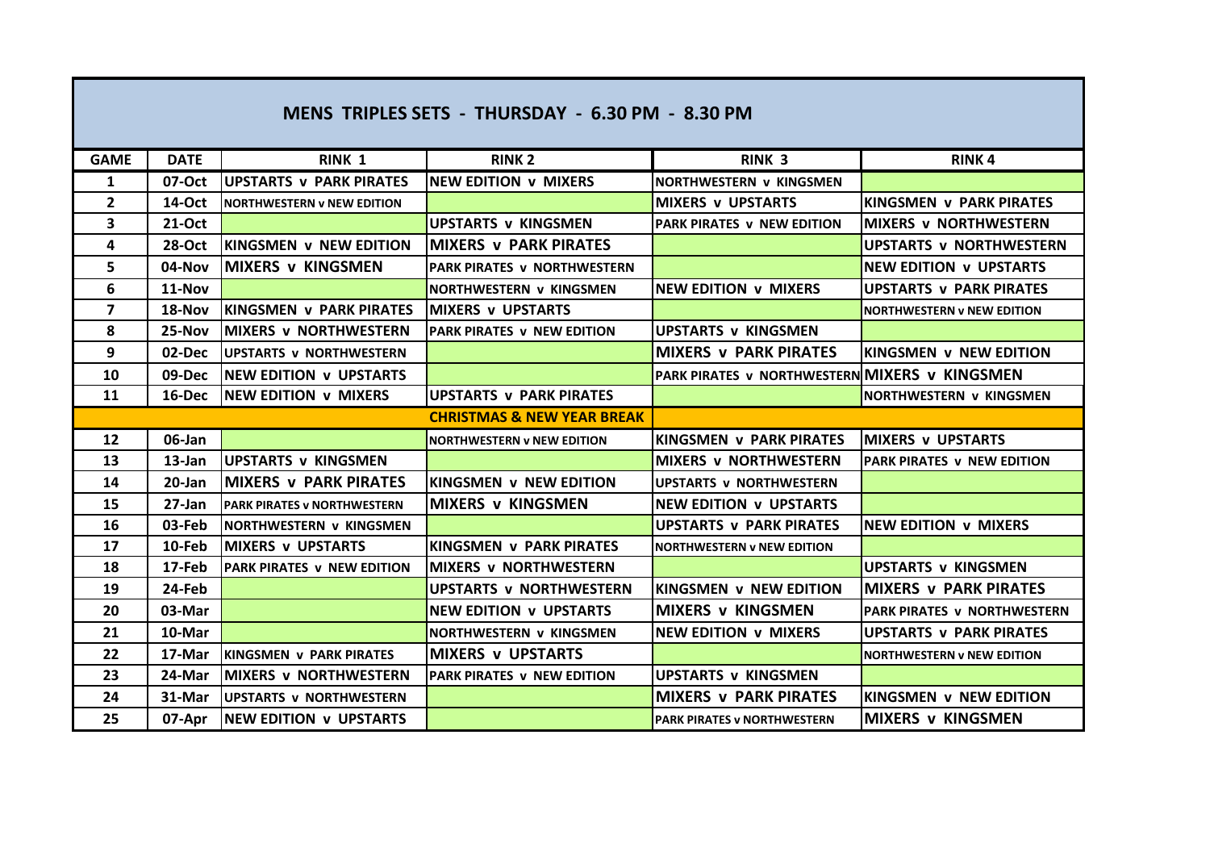## MENS TRIPLES SETS - THURSDAY - 6.30 PM - 8.30 PM

| GAME | DATE | RINK 1 | RINK 2 | RINK 3 | RINK 4 |
|---|---|---|---|---|---|
| 1 | 07-Oct | UPSTARTS v PARK PIRATES | NEW EDITION v MIXERS | NORTHWESTERN v KINGSMEN | |
| 2 | 14-Oct | NORTHWESTERN v NEW EDITION | | MIXERS v UPSTARTS | KINGSMEN v PARK PIRATES |
| 3 | 21-Oct | | UPSTARTS v KINGSMEN | PARK PIRATES v NEW EDITION | MIXERS v NORTHWESTERN |
| 4 | 28-Oct | KINGSMEN v NEW EDITION | MIXERS v PARK PIRATES | | UPSTARTS v NORTHWESTERN |
| 5 | 04-Nov | MIXERS v KINGSMEN | PARK PIRATES v NORTHWESTERN | | NEW EDITION v UPSTARTS |
| 6 | 11-Nov | | NORTHWESTERN v KINGSMEN | NEW EDITION v MIXERS | UPSTARTS v PARK PIRATES |
| 7 | 18-Nov | KINGSMEN v PARK PIRATES | MIXERS v UPSTARTS | | NORTHWESTERN v NEW EDITION |
| 8 | 25-Nov | MIXERS v NORTHWESTERN | PARK PIRATES v NEW EDITION | UPSTARTS v KINGSMEN | |
| 9 | 02-Dec | UPSTARTS v NORTHWESTERN | | MIXERS v PARK PIRATES | KINGSMEN v NEW EDITION |
| 10 | 09-Dec | NEW EDITION v UPSTARTS | | PARK PIRATES v NORTHWESTERN | MIXERS v KINGSMEN |
| 11 | 16-Dec | NEW EDITION v MIXERS | UPSTARTS v PARK PIRATES | | NORTHWESTERN v KINGSMEN |
| | | | CHRISTMAS & NEW YEAR BREAK | | |
| 12 | 06-Jan | | NORTHWESTERN v NEW EDITION | KINGSMEN v PARK PIRATES | MIXERS v UPSTARTS |
| 13 | 13-Jan | UPSTARTS v KINGSMEN | | MIXERS v NORTHWESTERN | PARK PIRATES v NEW EDITION |
| 14 | 20-Jan | MIXERS v PARK PIRATES | KINGSMEN v NEW EDITION | UPSTARTS v NORTHWESTERN | |
| 15 | 27-Jan | PARK PIRATES v NORTHWESTERN | MIXERS v KINGSMEN | NEW EDITION v UPSTARTS | |
| 16 | 03-Feb | NORTHWESTERN v KINGSMEN | | UPSTARTS v PARK PIRATES | NEW EDITION v MIXERS |
| 17 | 10-Feb | MIXERS v UPSTARTS | KINGSMEN v PARK PIRATES | NORTHWESTERN v NEW EDITION | |
| 18 | 17-Feb | PARK PIRATES v NEW EDITION | MIXERS v NORTHWESTERN | | UPSTARTS v KINGSMEN |
| 19 | 24-Feb | | UPSTARTS v NORTHWESTERN | KINGSMEN v NEW EDITION | MIXERS v PARK PIRATES |
| 20 | 03-Mar | | NEW EDITION v UPSTARTS | MIXERS v KINGSMEN | PARK PIRATES v NORTHWESTERN |
| 21 | 10-Mar | | NORTHWESTERN v KINGSMEN | NEW EDITION v MIXERS | UPSTARTS v PARK PIRATES |
| 22 | 17-Mar | KINGSMEN v PARK PIRATES | MIXERS v UPSTARTS | | NORTHWESTERN v NEW EDITION |
| 23 | 24-Mar | MIXERS v NORTHWESTERN | PARK PIRATES v NEW EDITION | UPSTARTS v KINGSMEN | |
| 24 | 31-Mar | UPSTARTS v NORTHWESTERN | | MIXERS v PARK PIRATES | KINGSMEN v NEW EDITION |
| 25 | 07-Apr | NEW EDITION v UPSTARTS | | PARK PIRATES v NORTHWESTERN | MIXERS v KINGSMEN |